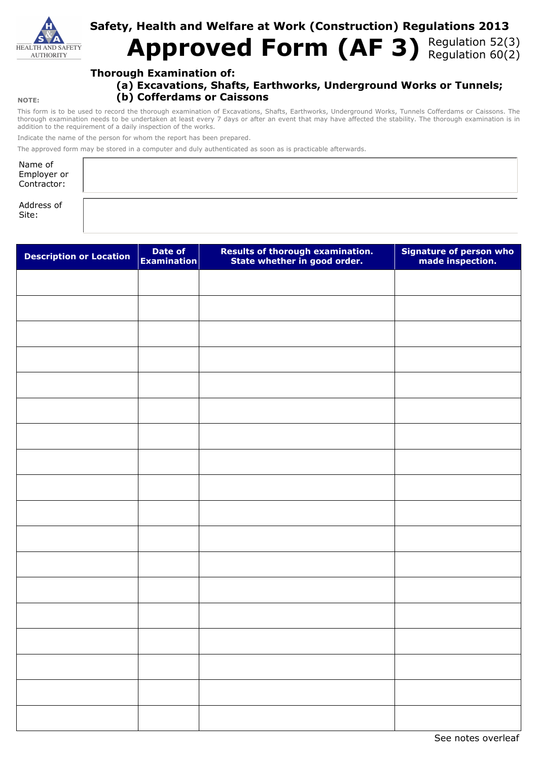HEALTH AND SAFETY AUTHORITY

# Safety, Health and Welfare at Work (Construction) Regulations 2013

# Approved Form (AF 3)

Regulation 52(3)
Regulation 60(2)

## Thorough Examination of:

**(a) Excavations, Shafts, Earthworks, Underground Works or Tunnels;**
**(b) Cofferdams or Caissons**

**NOTE:**

This form is to be used to record the thorough examination of Excavations, Shafts, Earthworks, Underground Works, Tunnels Cofferdams or Caissons. The thorough examination needs to be undertaken at least every 7 days or after an event that may have affected the stability. The thorough examination is in addition to the requirement of a daily inspection of the works.

Indicate the name of the person for whom the report has been prepared.

The approved form may be stored in a computer and duly authenticated as soon as is practicable afterwards.

| | |
|---|---|
| Name of Employer or Contractor: | |
| Address of Site: | |

| Description or Location | Date of Examination | Results of thorough examination. State whether in good order. | Signature of person who made inspection. |
|---|---|---|---|
| | | | |
| | | | |
| | | | |
| | | | |
| | | | |
| | | | |
| | | | |
| | | | |
| | | | |
| | | | |
| | | | |
| | | | |
| | | | |
| | | | |
| | | | |
| | | | |
| | | | |
| | | | |

See notes overleaf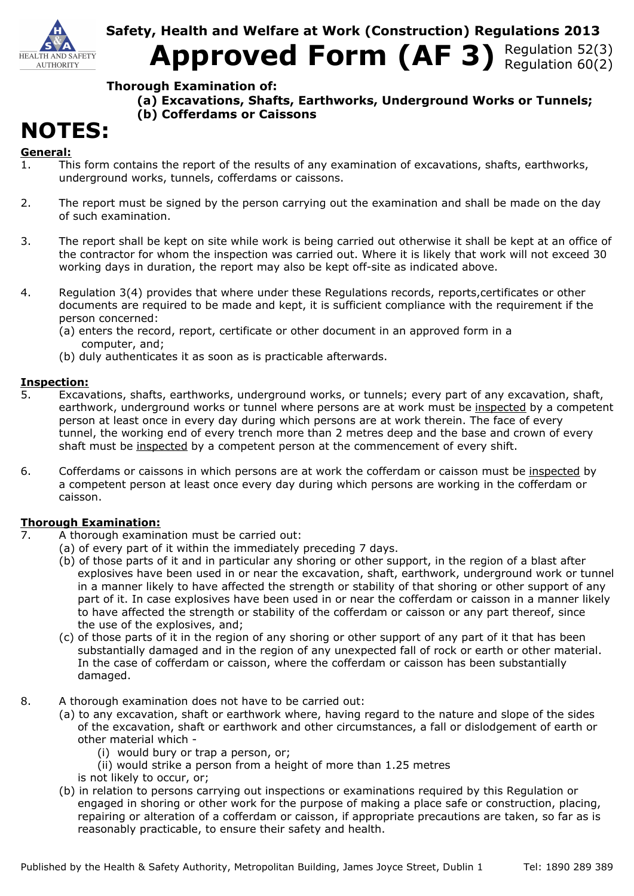**Safety, Health and Welfare at Work (Construction) Regulations 2013**

# Approved Form (AF 3)

Regulation 52(3)
Regulation 60(2)

**Thorough Examination of:**

**(a) Excavations, Shafts, Earthworks, Underground Works or Tunnels;**
**(b) Cofferdams or Caissons**

# NOTES:

**General:**

1. This form contains the report of the results of any examination of excavations, shafts, earthworks, underground works, tunnels, cofferdams or caissons.

2. The report must be signed by the person carrying out the examination and shall be made on the day of such examination.

3. The report shall be kept on site while work is being carried out otherwise it shall be kept at an office of the contractor for whom the inspection was carried out. Where it is likely that work will not exceed 30 working days in duration, the report may also be kept off-site as indicated above.

4. Regulation 3(4) provides that where under these Regulations records, reports,certificates or other documents are required to be made and kept, it is sufficient compliance with the requirement if the person concerned:
   (a) enters the record, report, certificate or other document in an approved form in a computer, and;
   (b) duly authenticates it as soon as is practicable afterwards.

**Inspection:**

5. Excavations, shafts, earthworks, underground works, or tunnels; every part of any excavation, shaft, earthwork, underground works or tunnel where persons are at work must be inspected by a competent person at least once in every day during which persons are at work therein. The face of every tunnel, the working end of every trench more than 2 metres deep and the base and crown of every shaft must be inspected by a competent person at the commencement of every shift.

6. Cofferdams or caissons in which persons are at work the cofferdam or caisson must be inspected by a competent person at least once every day during which persons are working in the cofferdam or caisson.

**Thorough Examination:**

7. A thorough examination must be carried out:
   (a) of every part of it within the immediately preceding 7 days.
   (b) of those parts of it and in particular any shoring or other support, in the region of a blast after explosives have been used in or near the excavation, shaft, earthwork, underground work or tunnel in a manner likely to have affected the strength or stability of that shoring or other support of any part of it. In case explosives have been used in or near the cofferdam or caisson in a manner likely to have affected the strength or stability of the cofferdam or caisson or any part thereof, since the use of the explosives, and;
   (c) of those parts of it in the region of any shoring or other support of any part of it that has been substantially damaged and in the region of any unexpected fall of rock or earth or other material. In the case of cofferdam or caisson, where the cofferdam or caisson has been substantially damaged.

8. A thorough examination does not have to be carried out:
   (a) to any excavation, shaft or earthwork where, having regard to the nature and slope of the sides of the excavation, shaft or earthwork and other circumstances, a fall or dislodgement of earth or other material which -
      (i) would bury or trap a person, or;
      (ii) would strike a person from a height of more than 1.25 metres
   is not likely to occur, or;
   (b) in relation to persons carrying out inspections or examinations required by this Regulation or engaged in shoring or other work for the purpose of making a place safe or construction, placing, repairing or alteration of a cofferdam or caisson, if appropriate precautions are taken, so far as is reasonably practicable, to ensure their safety and health.

Published by the Health & Safety Authority, Metropolitan Building, James Joyce Street, Dublin 1 Tel: 1890 289 389